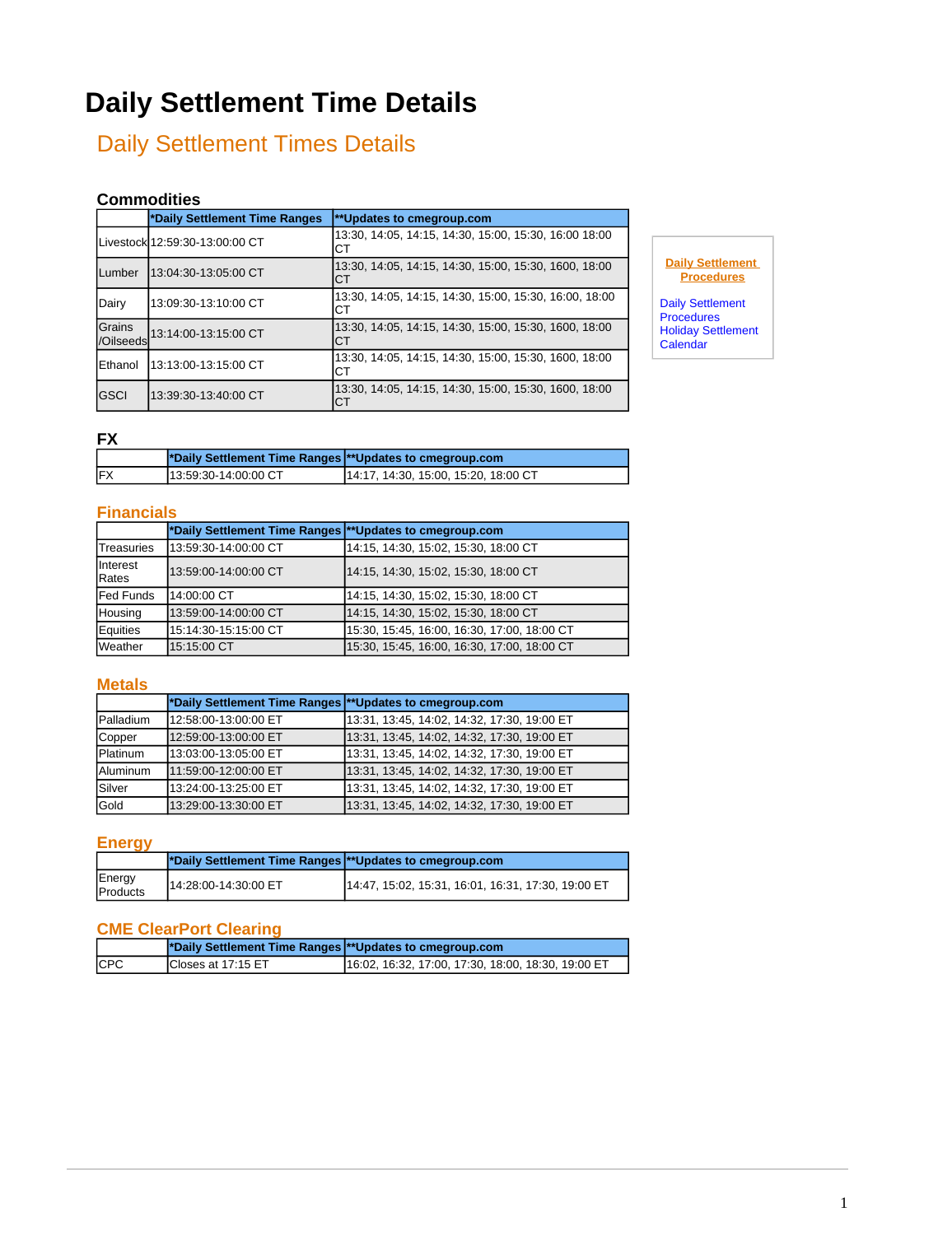# Daily Settlement Time Details

## Daily Settlement Times Details

### Commodities

| | *Daily Settlement Time Ranges | **Updates to cmegroup.com |
|---|---|---|
| Livestock | 12:59:30-13:00:00 CT | 13:30, 14:05, 14:15, 14:30, 15:00, 15:30, 16:00 18:00 CT |
| Lumber | 13:04:30-13:05:00 CT | 13:30, 14:05, 14:15, 14:30, 15:00, 15:30, 1600, 18:00 CT |
| Dairy | 13:09:30-13:10:00 CT | 13:30, 14:05, 14:15, 14:30, 15:00, 15:30, 16:00, 18:00 CT |
| Grains /Oilseeds | 13:14:00-13:15:00 CT | 13:30, 14:05, 14:15, 14:30, 15:00, 15:30, 1600, 18:00 CT |
| Ethanol | 13:13:00-13:15:00 CT | 13:30, 14:05, 14:15, 14:30, 15:00, 15:30, 1600, 18:00 CT |
| GSCI | 13:39:30-13:40:00 CT | 13:30, 14:05, 14:15, 14:30, 15:00, 15:30, 1600, 18:00 CT |

**Daily Settlement Procedures**

Daily Settlement Procedures
Holiday Settlement Calendar

### FX

| | *Daily Settlement Time Ranges | **Updates to cmegroup.com |
|---|---|---|
| FX | 13:59:30-14:00:00 CT | 14:17, 14:30, 15:00, 15:20, 18:00 CT |

### Financials

| | *Daily Settlement Time Ranges | **Updates to cmegroup.com |
|---|---|---|
| Treasuries | 13:59:30-14:00:00 CT | 14:15, 14:30, 15:02, 15:30, 18:00 CT |
| Interest Rates | 13:59:00-14:00:00 CT | 14:15, 14:30, 15:02, 15:30, 18:00 CT |
| Fed Funds | 14:00:00 CT | 14:15, 14:30, 15:02, 15:30, 18:00 CT |
| Housing | 13:59:00-14:00:00 CT | 14:15, 14:30, 15:02, 15:30, 18:00 CT |
| Equities | 15:14:30-15:15:00 CT | 15:30, 15:45, 16:00, 16:30, 17:00, 18:00 CT |
| Weather | 15:15:00 CT | 15:30, 15:45, 16:00, 16:30, 17:00, 18:00 CT |

### Metals

| | *Daily Settlement Time Ranges | **Updates to cmegroup.com |
|---|---|---|
| Palladium | 12:58:00-13:00:00 ET | 13:31, 13:45, 14:02, 14:32, 17:30, 19:00 ET |
| Copper | 12:59:00-13:00:00 ET | 13:31, 13:45, 14:02, 14:32, 17:30, 19:00 ET |
| Platinum | 13:03:00-13:05:00 ET | 13:31, 13:45, 14:02, 14:32, 17:30, 19:00 ET |
| Aluminum | 11:59:00-12:00:00 ET | 13:31, 13:45, 14:02, 14:32, 17:30, 19:00 ET |
| Silver | 13:24:00-13:25:00 ET | 13:31, 13:45, 14:02, 14:32, 17:30, 19:00 ET |
| Gold | 13:29:00-13:30:00 ET | 13:31, 13:45, 14:02, 14:32, 17:30, 19:00 ET |

### Energy

| | *Daily Settlement Time Ranges | **Updates to cmegroup.com |
|---|---|---|
| Energy Products | 14:28:00-14:30:00 ET | 14:47, 15:02, 15:31, 16:01, 16:31, 17:30, 19:00 ET |

### CME ClearPort Clearing

| | *Daily Settlement Time Ranges | **Updates to cmegroup.com |
|---|---|---|
| CPC | Closes at 17:15 ET | 16:02, 16:32, 17:00, 17:30, 18:00, 18:30, 19:00 ET |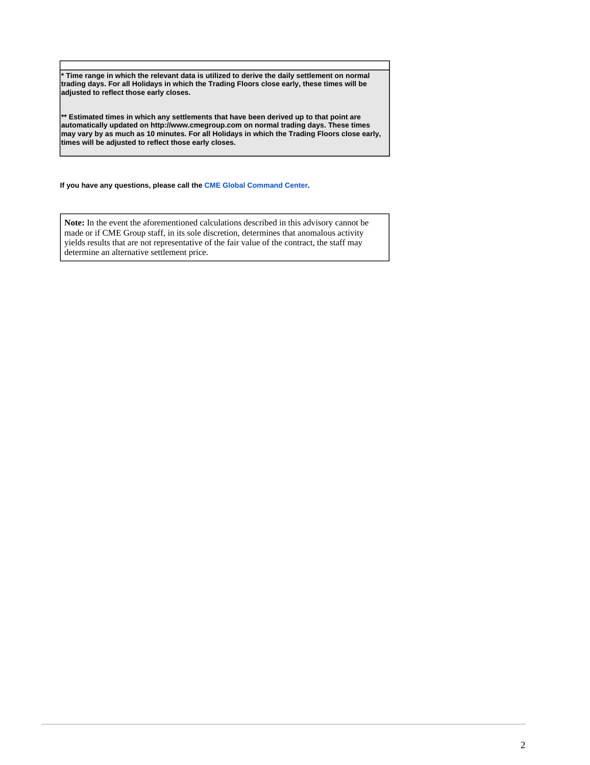**\* Time range in which the relevant data is utilized to derive the daily settlement on normal trading days. For all Holidays in which the Trading Floors close early, these times will be adjusted to reflect those early closes.**

**\*\* Estimated times in which any settlements that have been derived up to that point are automatically updated on http://www.cmegroup.com on normal trading days. These times may vary by as much as 10 minutes. For all Holidays in which the Trading Floors close early, times will be adjusted to reflect those early closes.**

**If you have any questions, please call the CME Global Command Center.**

**Note:** In the event the aforementioned calculations described in this advisory cannot be made or if CME Group staff, in its sole discretion, determines that anomalous activity yields results that are not representative of the fair value of the contract, the staff may determine an alternative settlement price.